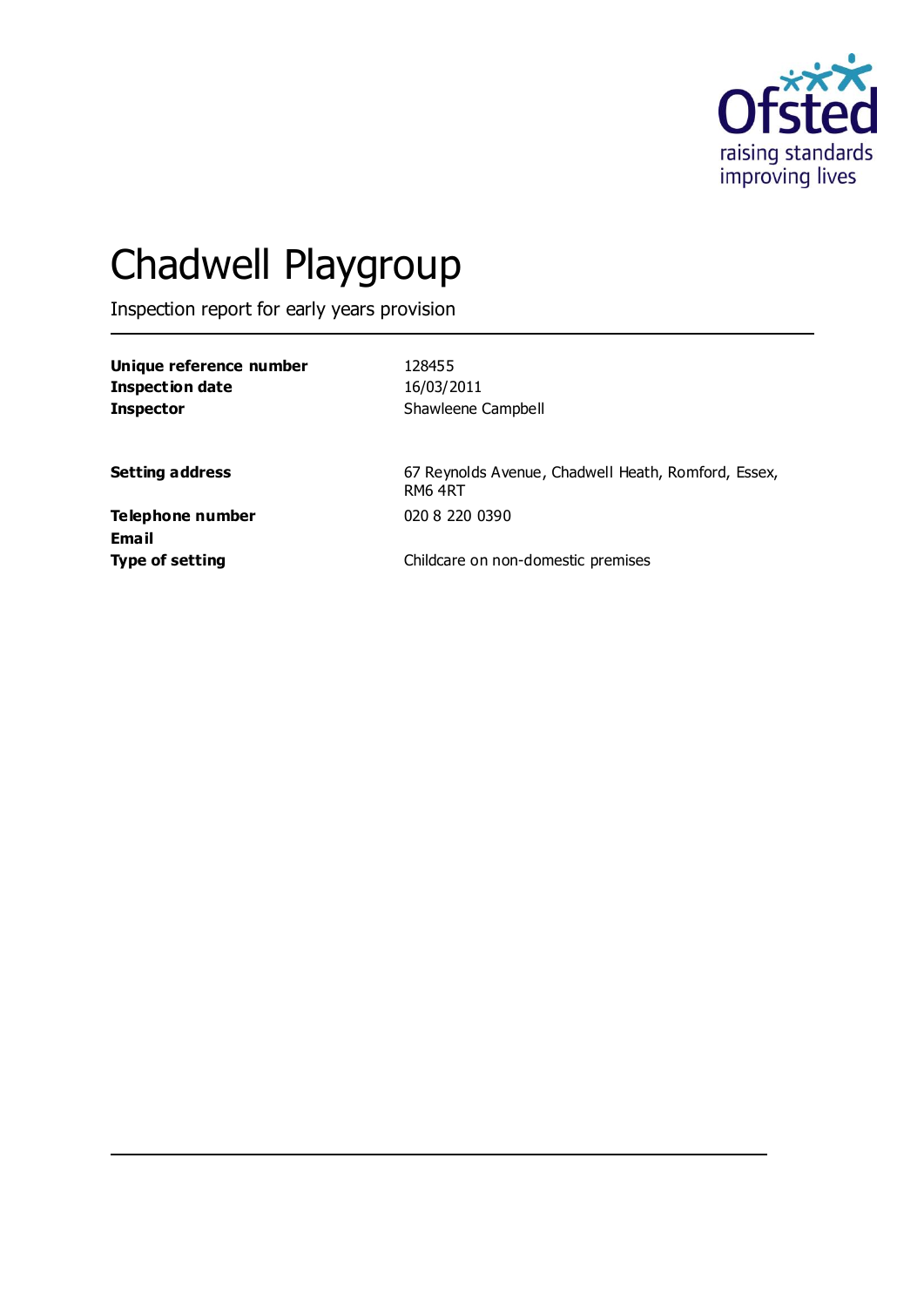# Chadwell Playgroup

Inspection report for early years provision

| | |
|---|---|
| **Unique reference number** | 128455 |
| **Inspection date** | 16/03/2011 |
| **Inspector** | Shawleene Campbell |

| | |
|---|---|
| **Setting address** | 67 Reynolds Avenue, Chadwell Heath, Romford, Essex, RM6 4RT |
| **Telephone number** | 020 8 220 0390 |
| **Email** | |
| **Type of setting** | Childcare on non-domestic premises |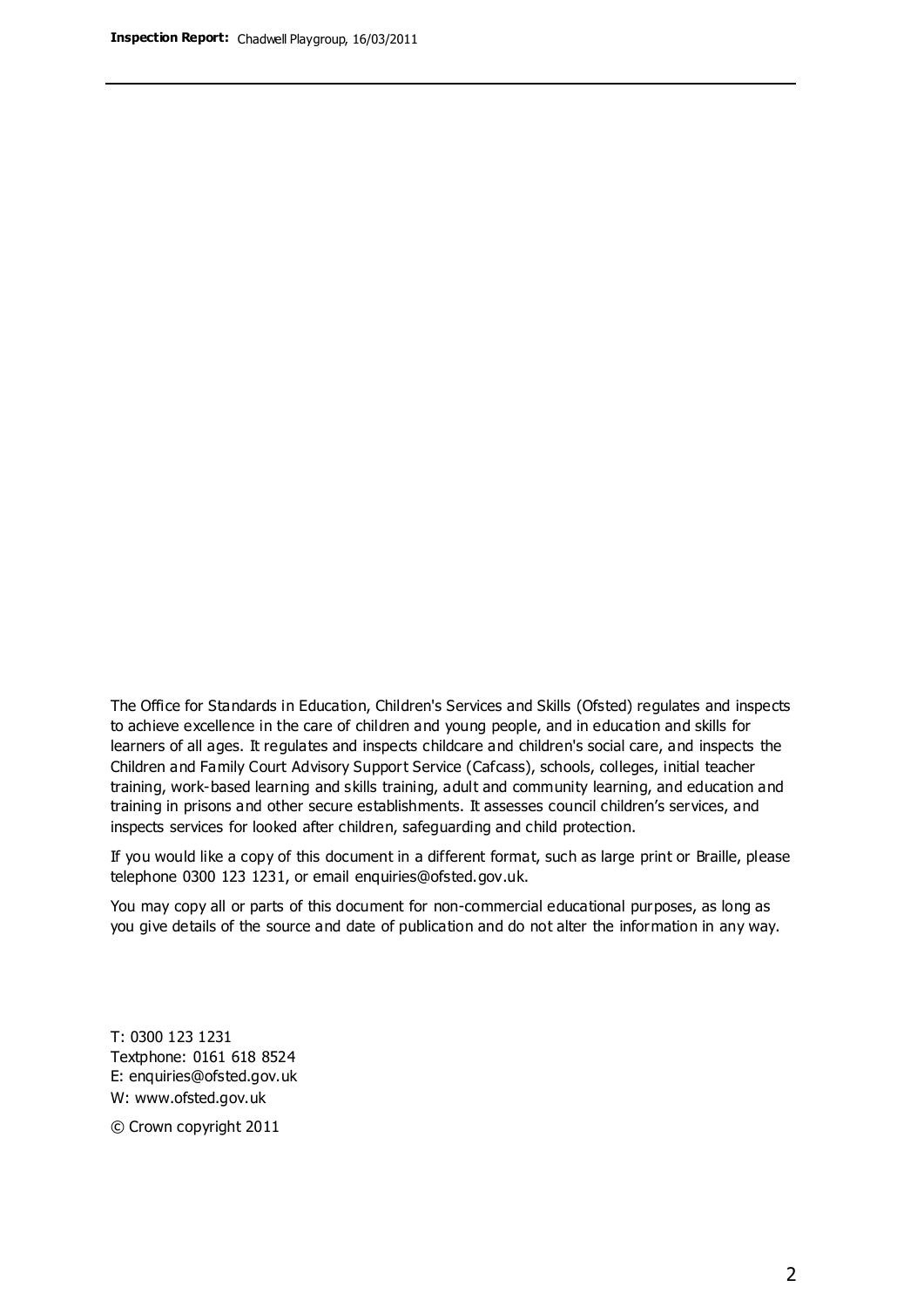The Office for Standards in Education, Children's Services and Skills (Ofsted) regulates and inspects to achieve excellence in the care of children and young people, and in education and skills for learners of all ages. It regulates and inspects childcare and children's social care, and inspects the Children and Family Court Advisory Support Service (Cafcass), schools, colleges, initial teacher training, work-based learning and skills training, adult and community learning, and education and training in prisons and other secure establishments. It assesses council children's services, and inspects services for looked after children, safeguarding and child protection.

If you would like a copy of this document in a different format, such as large print or Braille, please telephone 0300 123 1231, or email enquiries@ofsted.gov.uk.

You may copy all or parts of this document for non-commercial educational purposes, as long as you give details of the source and date of publication and do not alter the information in any way.

T: 0300 123 1231
Textphone: 0161 618 8524
E: enquiries@ofsted.gov.uk
W: www.ofsted.gov.uk

© Crown copyright 2011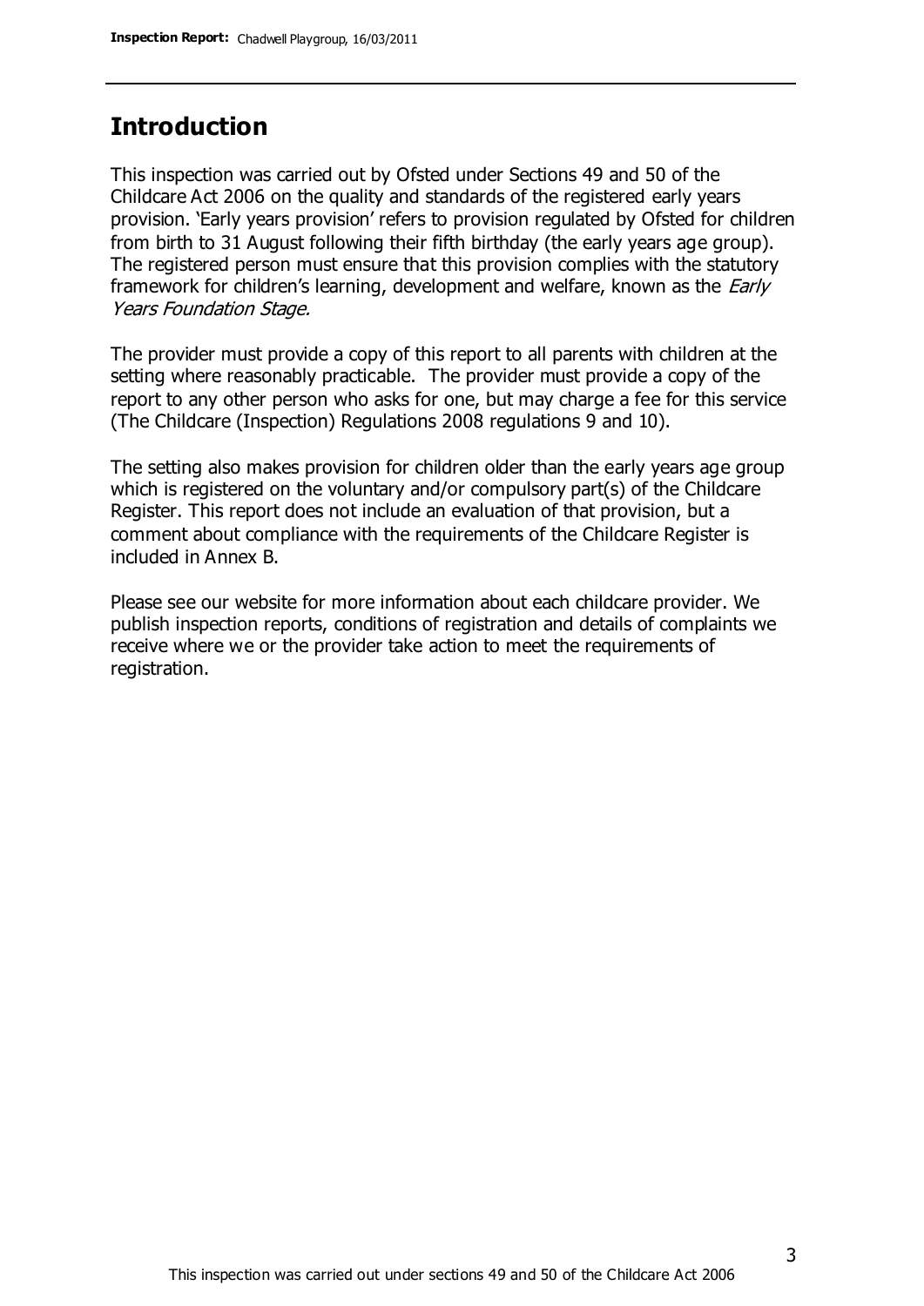## Introduction

This inspection was carried out by Ofsted under Sections 49 and 50 of the Childcare Act 2006 on the quality and standards of the registered early years provision. 'Early years provision' refers to provision regulated by Ofsted for children from birth to 31 August following their fifth birthday (the early years age group). The registered person must ensure that this provision complies with the statutory framework for children's learning, development and welfare, known as the *Early Years Foundation Stage.*

The provider must provide a copy of this report to all parents with children at the setting where reasonably practicable. The provider must provide a copy of the report to any other person who asks for one, but may charge a fee for this service (The Childcare (Inspection) Regulations 2008 regulations 9 and 10).

The setting also makes provision for children older than the early years age group which is registered on the voluntary and/or compulsory part(s) of the Childcare Register. This report does not include an evaluation of that provision, but a comment about compliance with the requirements of the Childcare Register is included in Annex B.

Please see our website for more information about each childcare provider. We publish inspection reports, conditions of registration and details of complaints we receive where we or the provider take action to meet the requirements of registration.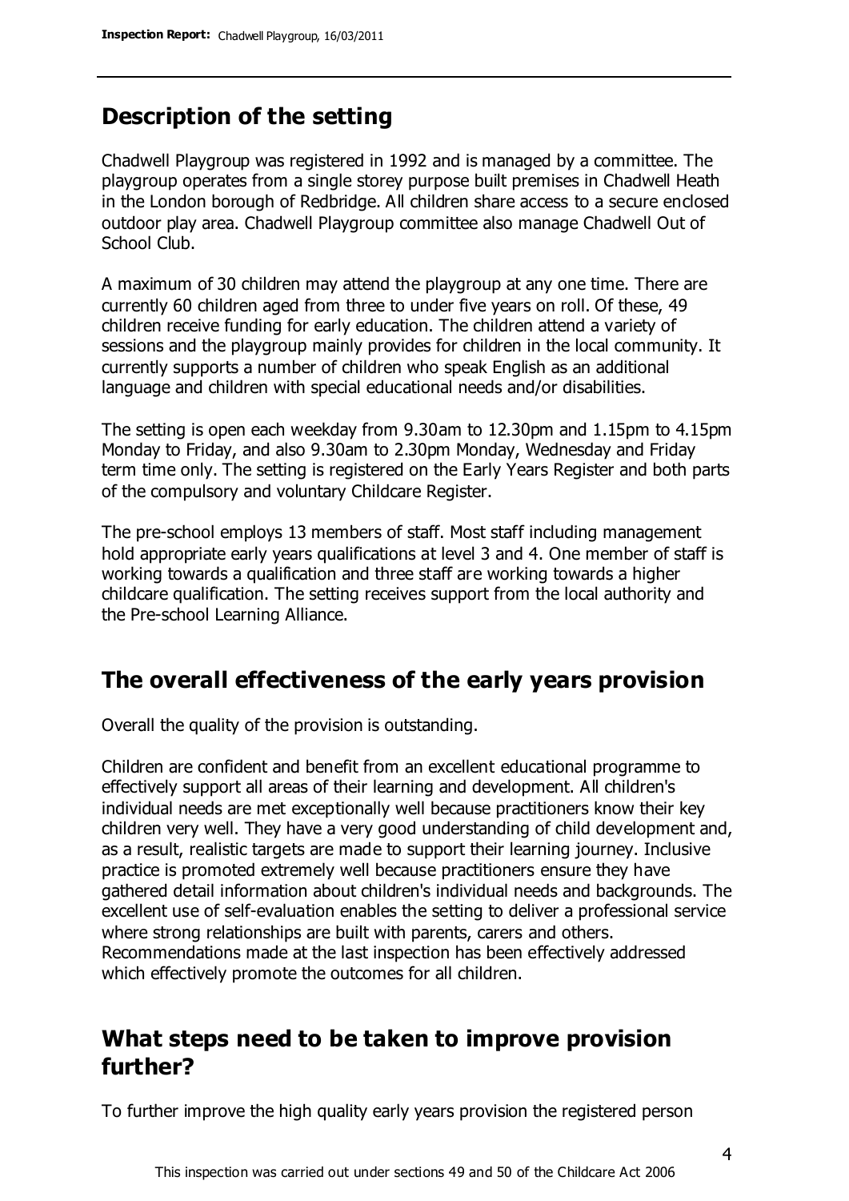## Description of the setting

Chadwell Playgroup was registered in 1992 and is managed by a committee. The playgroup operates from a single storey purpose built premises in Chadwell Heath in the London borough of Redbridge. All children share access to a secure enclosed outdoor play area. Chadwell Playgroup committee also manage Chadwell Out of School Club.

A maximum of 30 children may attend the playgroup at any one time. There are currently 60 children aged from three to under five years on roll. Of these, 49 children receive funding for early education. The children attend a variety of sessions and the playgroup mainly provides for children in the local community. It currently supports a number of children who speak English as an additional language and children with special educational needs and/or disabilities.

The setting is open each weekday from 9.30am to 12.30pm and 1.15pm to 4.15pm Monday to Friday, and also 9.30am to 2.30pm Monday, Wednesday and Friday term time only. The setting is registered on the Early Years Register and both parts of the compulsory and voluntary Childcare Register.

The pre-school employs 13 members of staff. Most staff including management hold appropriate early years qualifications at level 3 and 4. One member of staff is working towards a qualification and three staff are working towards a higher childcare qualification. The setting receives support from the local authority and the Pre-school Learning Alliance.

## The overall effectiveness of the early years provision

Overall the quality of the provision is outstanding.

Children are confident and benefit from an excellent educational programme to effectively support all areas of their learning and development. All children's individual needs are met exceptionally well because practitioners know their key children very well. They have a very good understanding of child development and, as a result, realistic targets are made to support their learning journey. Inclusive practice is promoted extremely well because practitioners ensure they have gathered detail information about children's individual needs and backgrounds. The excellent use of self-evaluation enables the setting to deliver a professional service where strong relationships are built with parents, carers and others. Recommendations made at the last inspection has been effectively addressed which effectively promote the outcomes for all children.

## What steps need to be taken to improve provision further?

To further improve the high quality early years provision the registered person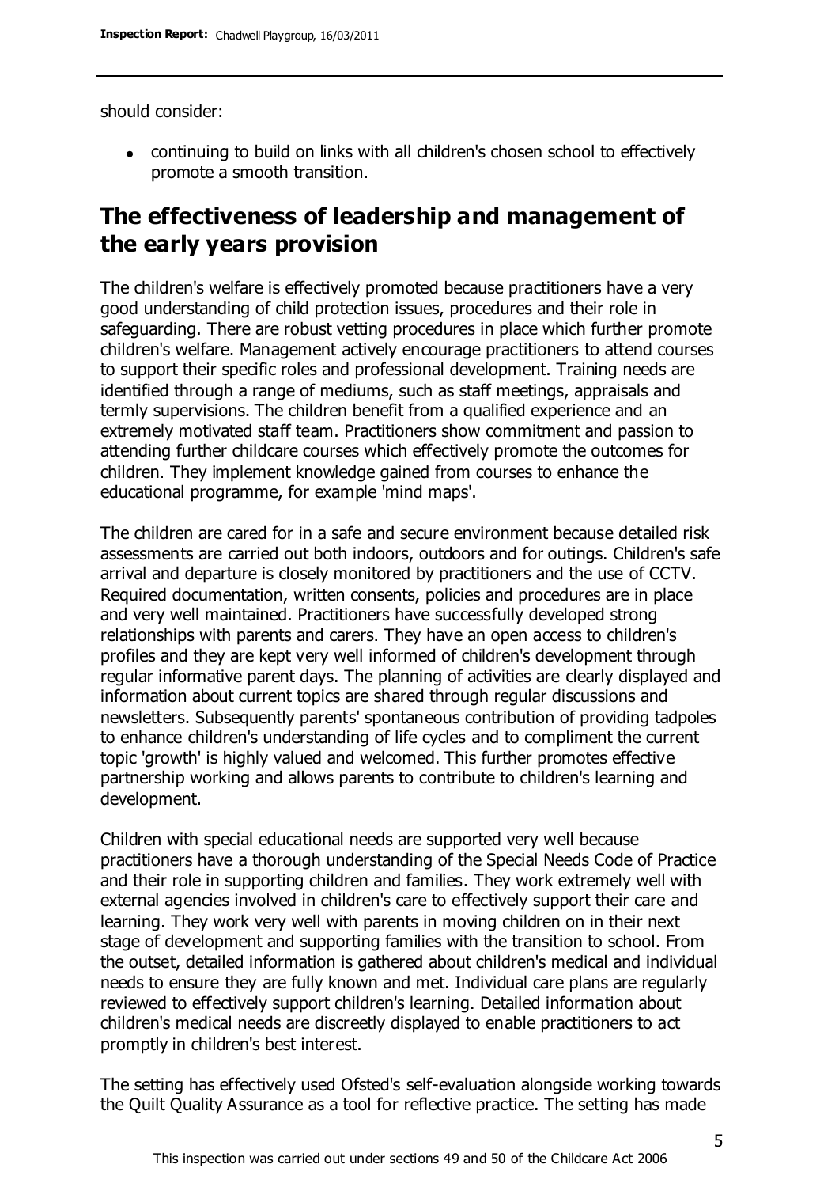should consider:

- continuing to build on links with all children's chosen school to effectively promote a smooth transition.

## The effectiveness of leadership and management of the early years provision

The children's welfare is effectively promoted because practitioners have a very good understanding of child protection issues, procedures and their role in safeguarding. There are robust vetting procedures in place which further promote children's welfare. Management actively encourage practitioners to attend courses to support their specific roles and professional development. Training needs are identified through a range of mediums, such as staff meetings, appraisals and termly supervisions. The children benefit from a qualified experience and an extremely motivated staff team. Practitioners show commitment and passion to attending further childcare courses which effectively promote the outcomes for children. They implement knowledge gained from courses to enhance the educational programme, for example 'mind maps'.

The children are cared for in a safe and secure environment because detailed risk assessments are carried out both indoors, outdoors and for outings. Children's safe arrival and departure is closely monitored by practitioners and the use of CCTV. Required documentation, written consents, policies and procedures are in place and very well maintained. Practitioners have successfully developed strong relationships with parents and carers. They have an open access to children's profiles and they are kept very well informed of children's development through regular informative parent days. The planning of activities are clearly displayed and information about current topics are shared through regular discussions and newsletters. Subsequently parents' spontaneous contribution of providing tadpoles to enhance children's understanding of life cycles and to compliment the current topic 'growth' is highly valued and welcomed. This further promotes effective partnership working and allows parents to contribute to children's learning and development.

Children with special educational needs are supported very well because practitioners have a thorough understanding of the Special Needs Code of Practice and their role in supporting children and families. They work extremely well with external agencies involved in children's care to effectively support their care and learning. They work very well with parents in moving children on in their next stage of development and supporting families with the transition to school. From the outset, detailed information is gathered about children's medical and individual needs to ensure they are fully known and met. Individual care plans are regularly reviewed to effectively support children's learning. Detailed information about children's medical needs are discreetly displayed to enable practitioners to act promptly in children's best interest.

The setting has effectively used Ofsted's self-evaluation alongside working towards the Quilt Quality Assurance as a tool for reflective practice. The setting has made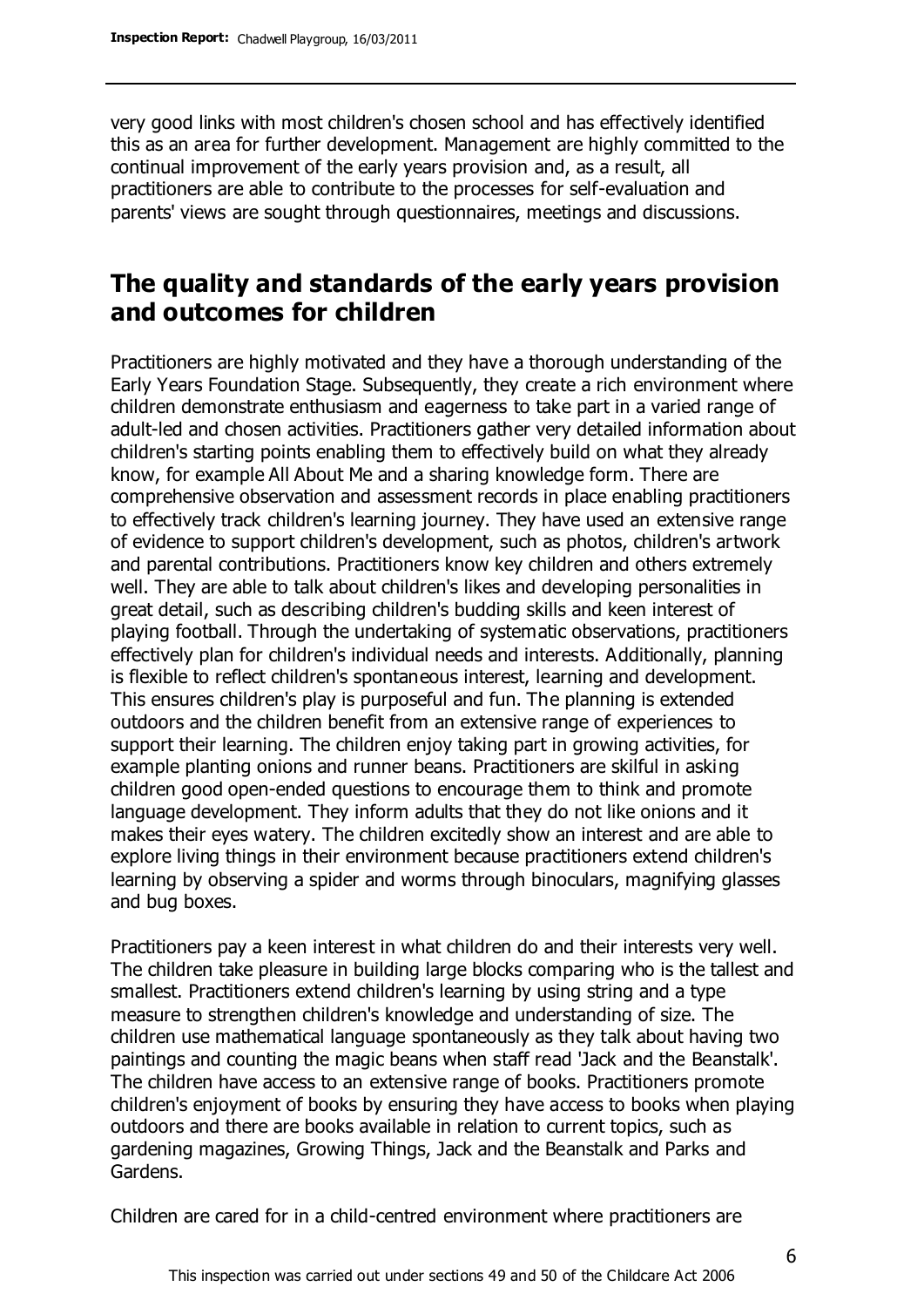very good links with most children's chosen school and has effectively identified this as an area for further development. Management are highly committed to the continual improvement of the early years provision and, as a result, all practitioners are able to contribute to the processes for self-evaluation and parents' views are sought through questionnaires, meetings and discussions.

## The quality and standards of the early years provision and outcomes for children

Practitioners are highly motivated and they have a thorough understanding of the Early Years Foundation Stage. Subsequently, they create a rich environment where children demonstrate enthusiasm and eagerness to take part in a varied range of adult-led and chosen activities. Practitioners gather very detailed information about children's starting points enabling them to effectively build on what they already know, for example All About Me and a sharing knowledge form. There are comprehensive observation and assessment records in place enabling practitioners to effectively track children's learning journey. They have used an extensive range of evidence to support children's development, such as photos, children's artwork and parental contributions. Practitioners know key children and others extremely well. They are able to talk about children's likes and developing personalities in great detail, such as describing children's budding skills and keen interest of playing football. Through the undertaking of systematic observations, practitioners effectively plan for children's individual needs and interests. Additionally, planning is flexible to reflect children's spontaneous interest, learning and development. This ensures children's play is purposeful and fun. The planning is extended outdoors and the children benefit from an extensive range of experiences to support their learning. The children enjoy taking part in growing activities, for example planting onions and runner beans. Practitioners are skilful in asking children good open-ended questions to encourage them to think and promote language development. They inform adults that they do not like onions and it makes their eyes watery. The children excitedly show an interest and are able to explore living things in their environment because practitioners extend children's learning by observing a spider and worms through binoculars, magnifying glasses and bug boxes.

Practitioners pay a keen interest in what children do and their interests very well. The children take pleasure in building large blocks comparing who is the tallest and smallest. Practitioners extend children's learning by using string and a type measure to strengthen children's knowledge and understanding of size. The children use mathematical language spontaneously as they talk about having two paintings and counting the magic beans when staff read 'Jack and the Beanstalk'. The children have access to an extensive range of books. Practitioners promote children's enjoyment of books by ensuring they have access to books when playing outdoors and there are books available in relation to current topics, such as gardening magazines, Growing Things, Jack and the Beanstalk and Parks and Gardens.

Children are cared for in a child-centred environment where practitioners are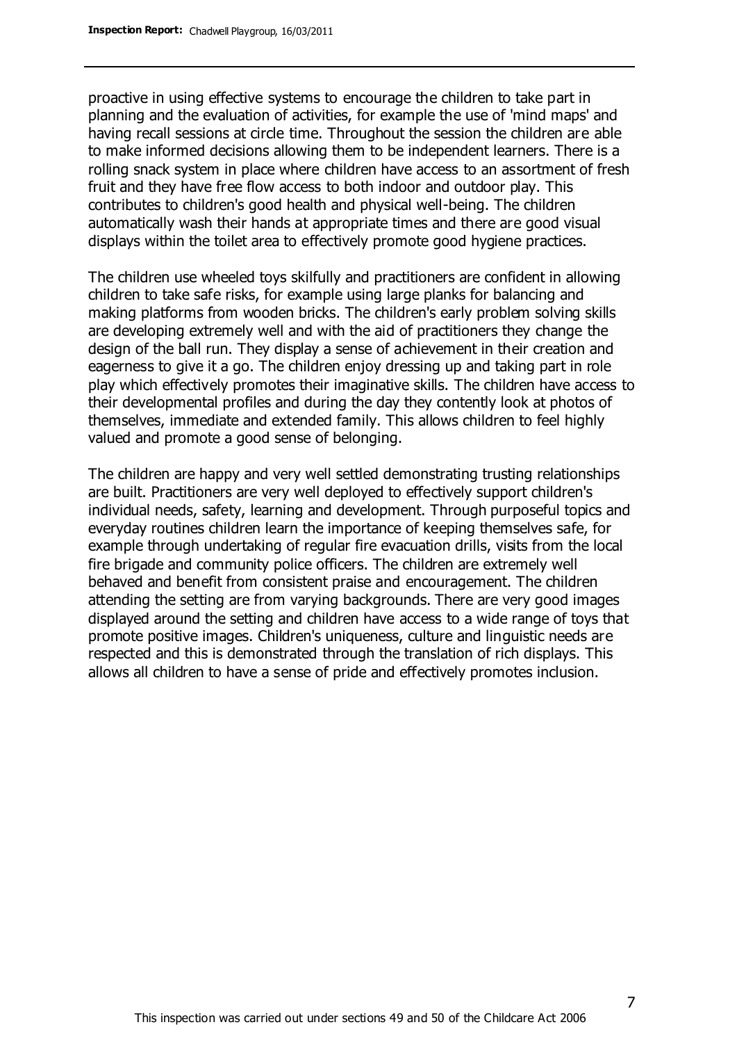proactive in using effective systems to encourage the children to take part in planning and the evaluation of activities, for example the use of 'mind maps' and having recall sessions at circle time. Throughout the session the children are able to make informed decisions allowing them to be independent learners. There is a rolling snack system in place where children have access to an assortment of fresh fruit and they have free flow access to both indoor and outdoor play. This contributes to children's good health and physical well-being. The children automatically wash their hands at appropriate times and there are good visual displays within the toilet area to effectively promote good hygiene practices.

The children use wheeled toys skilfully and practitioners are confident in allowing children to take safe risks, for example using large planks for balancing and making platforms from wooden bricks. The children's early problem solving skills are developing extremely well and with the aid of practitioners they change the design of the ball run. They display a sense of achievement in their creation and eagerness to give it a go. The children enjoy dressing up and taking part in role play which effectively promotes their imaginative skills. The children have access to their developmental profiles and during the day they contently look at photos of themselves, immediate and extended family. This allows children to feel highly valued and promote a good sense of belonging.

The children are happy and very well settled demonstrating trusting relationships are built. Practitioners are very well deployed to effectively support children's individual needs, safety, learning and development. Through purposeful topics and everyday routines children learn the importance of keeping themselves safe, for example through undertaking of regular fire evacuation drills, visits from the local fire brigade and community police officers. The children are extremely well behaved and benefit from consistent praise and encouragement. The children attending the setting are from varying backgrounds. There are very good images displayed around the setting and children have access to a wide range of toys that promote positive images. Children's uniqueness, culture and linguistic needs are respected and this is demonstrated through the translation of rich displays. This allows all children to have a sense of pride and effectively promotes inclusion.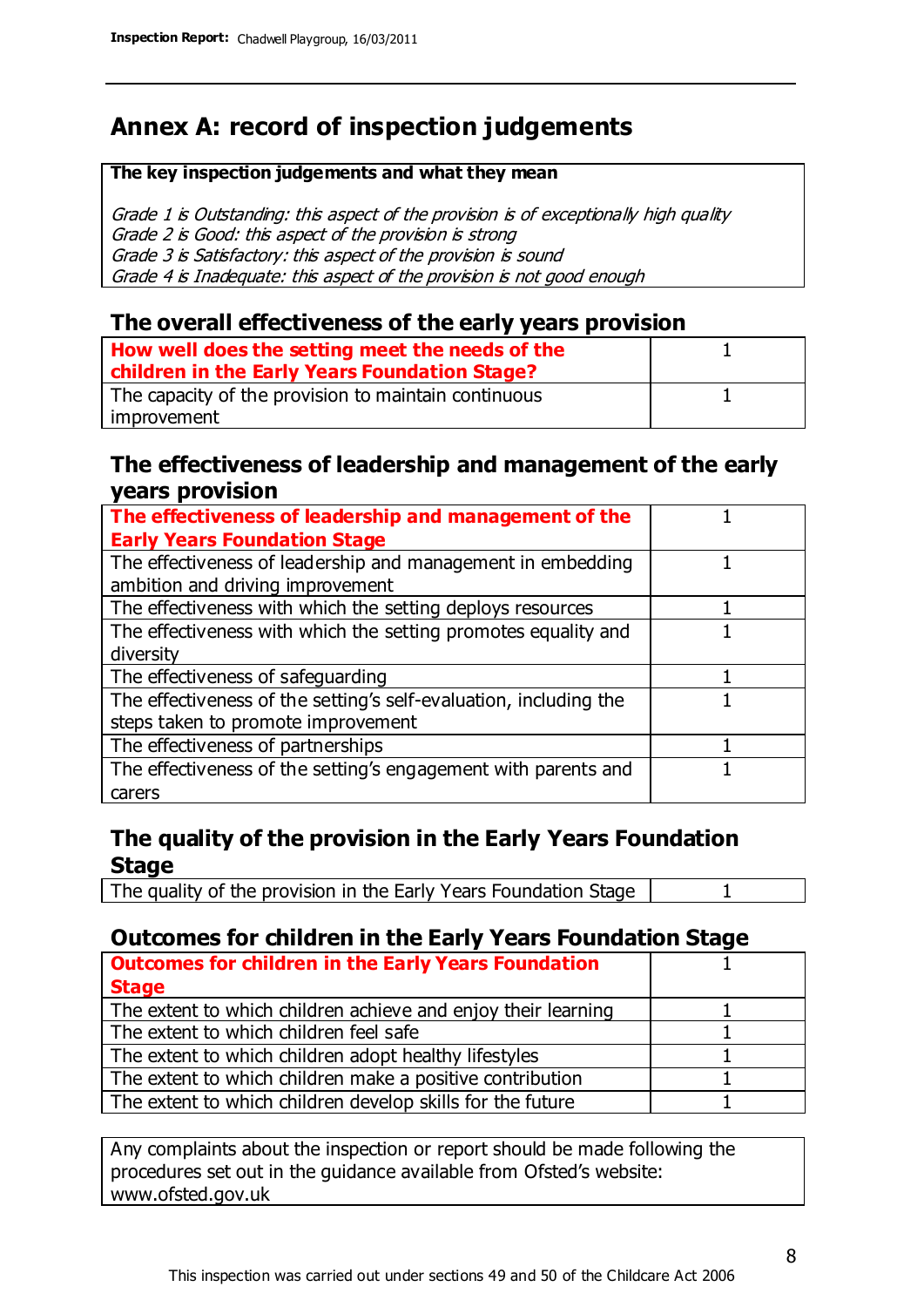# Annex A: record of inspection judgements

**The key inspection judgements and what they mean**

*Grade 1 is Outstanding: this aspect of the provision is of exceptionally high quality*
*Grade 2 is Good: this aspect of the provision is strong*
*Grade 3 is Satisfactory: this aspect of the provision is sound*
*Grade 4 is Inadequate: this aspect of the provision is not good enough*

## The overall effectiveness of the early years provision

| | |
|---|---|
| **How well does the setting meet the needs of the children in the Early Years Foundation Stage?** | 1 |
| The capacity of the provision to maintain continuous improvement | 1 |

## The effectiveness of leadership and management of the early years provision

| | |
|---|---|
| **The effectiveness of leadership and management of the Early Years Foundation Stage** | 1 |
| The effectiveness of leadership and management in embedding ambition and driving improvement | 1 |
| The effectiveness with which the setting deploys resources | 1 |
| The effectiveness with which the setting promotes equality and diversity | 1 |
| The effectiveness of safeguarding | 1 |
| The effectiveness of the setting's self-evaluation, including the steps taken to promote improvement | 1 |
| The effectiveness of partnerships | 1 |
| The effectiveness of the setting's engagement with parents and carers | 1 |

## The quality of the provision in the Early Years Foundation Stage

| | |
|---|---|
| The quality of the provision in the Early Years Foundation Stage | 1 |

## Outcomes for children in the Early Years Foundation Stage

| | |
|---|---|
| **Outcomes for children in the Early Years Foundation Stage** | 1 |
| The extent to which children achieve and enjoy their learning | 1 |
| The extent to which children feel safe | 1 |
| The extent to which children adopt healthy lifestyles | 1 |
| The extent to which children make a positive contribution | 1 |
| The extent to which children develop skills for the future | 1 |

Any complaints about the inspection or report should be made following the procedures set out in the guidance available from Ofsted's website: www.ofsted.gov.uk

This inspection was carried out under sections 49 and 50 of the Childcare Act 2006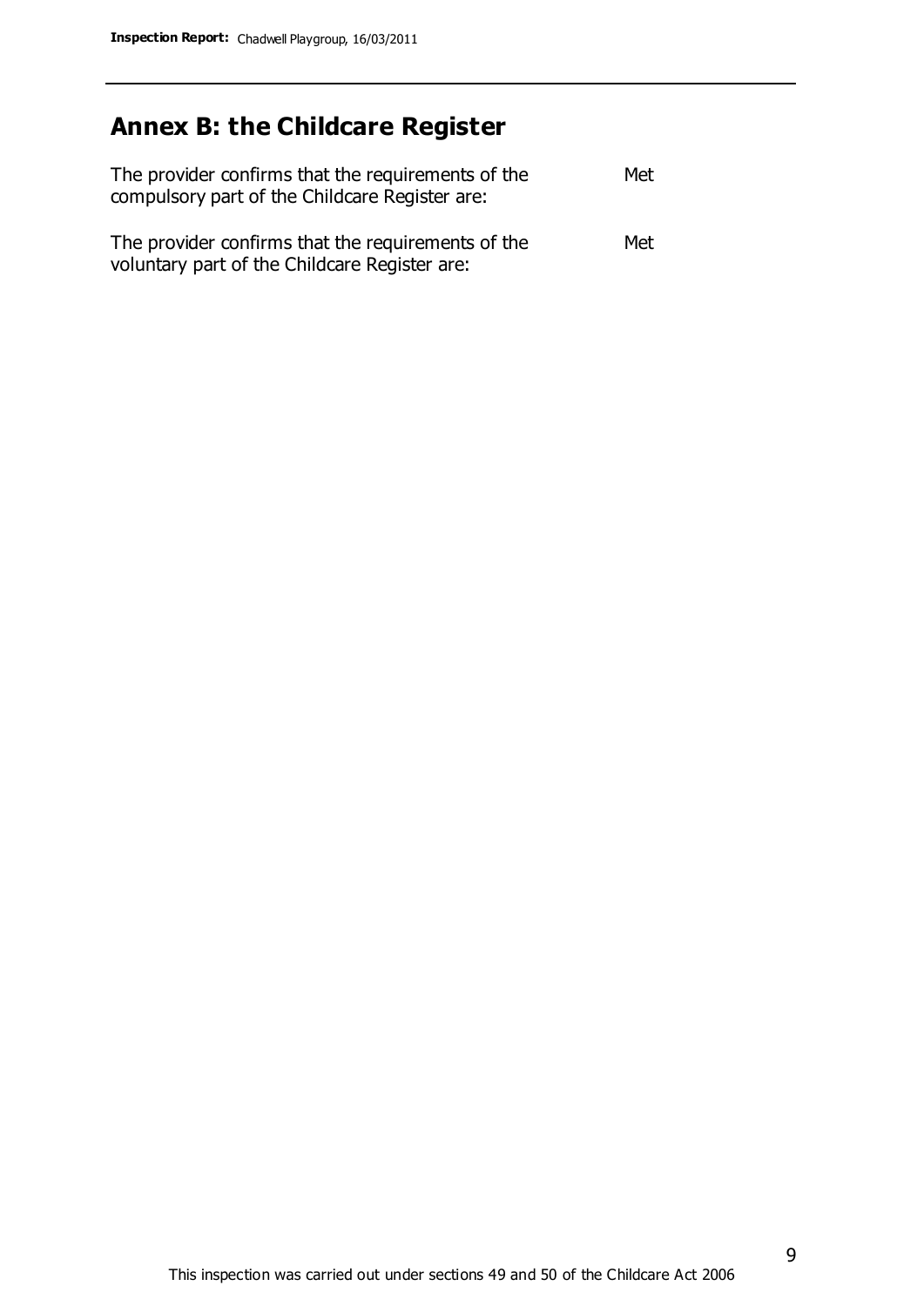## Annex B: the Childcare Register

| | |
|---|---|
| The provider confirms that the requirements of the compulsory part of the Childcare Register are: | Met |
| The provider confirms that the requirements of the voluntary part of the Childcare Register are: | Met |

This inspection was carried out under sections 49 and 50 of the Childcare Act 2006